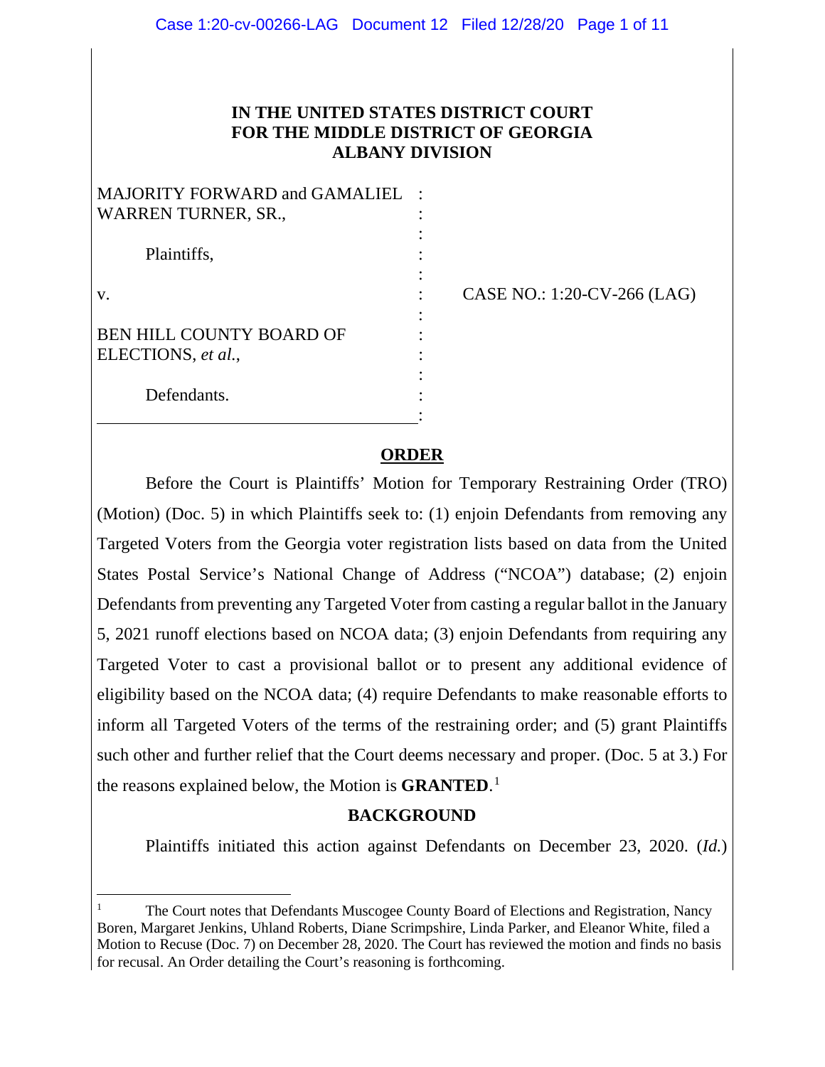IN THE UNITED STATES DISTRICT COURT
FOR THE MIDDLE DISTRICT OF GEORGIA
ALBANY DIVISION

| | | |
|---|---|---|
| MAJORITY FORWARD and GAMALIEL WARREN TURNER, SR., | : | |
| Plaintiffs, | : | |
| v. | : | CASE NO.: 1:20-CV-266 (LAG) |
| BEN HILL COUNTY BOARD OF ELECTIONS, *et al.*, | : | |
| Defendants. | : | |

## ORDER

Before the Court is Plaintiffs' Motion for Temporary Restraining Order (TRO) (Motion) (Doc. 5) in which Plaintiffs seek to: (1) enjoin Defendants from removing any Targeted Voters from the Georgia voter registration lists based on data from the United States Postal Service's National Change of Address ("NCOA") database; (2) enjoin Defendants from preventing any Targeted Voter from casting a regular ballot in the January 5, 2021 runoff elections based on NCOA data; (3) enjoin Defendants from requiring any Targeted Voter to cast a provisional ballot or to present any additional evidence of eligibility based on the NCOA data; (4) require Defendants to make reasonable efforts to inform all Targeted Voters of the terms of the restraining order; and (5) grant Plaintiffs such other and further relief that the Court deems necessary and proper. (Doc. 5 at 3.) For the reasons explained below, the Motion is **GRANTED**.[1]

## BACKGROUND

Plaintiffs initiated this action against Defendants on December 23, 2020. (*Id.*)

[1] The Court notes that Defendants Muscogee County Board of Elections and Registration, Nancy Boren, Margaret Jenkins, Uhland Roberts, Diane Scrimpshire, Linda Parker, and Eleanor White, filed a Motion to Recuse (Doc. 7) on December 28, 2020. The Court has reviewed the motion and finds no basis for recusal. An Order detailing the Court's reasoning is forthcoming.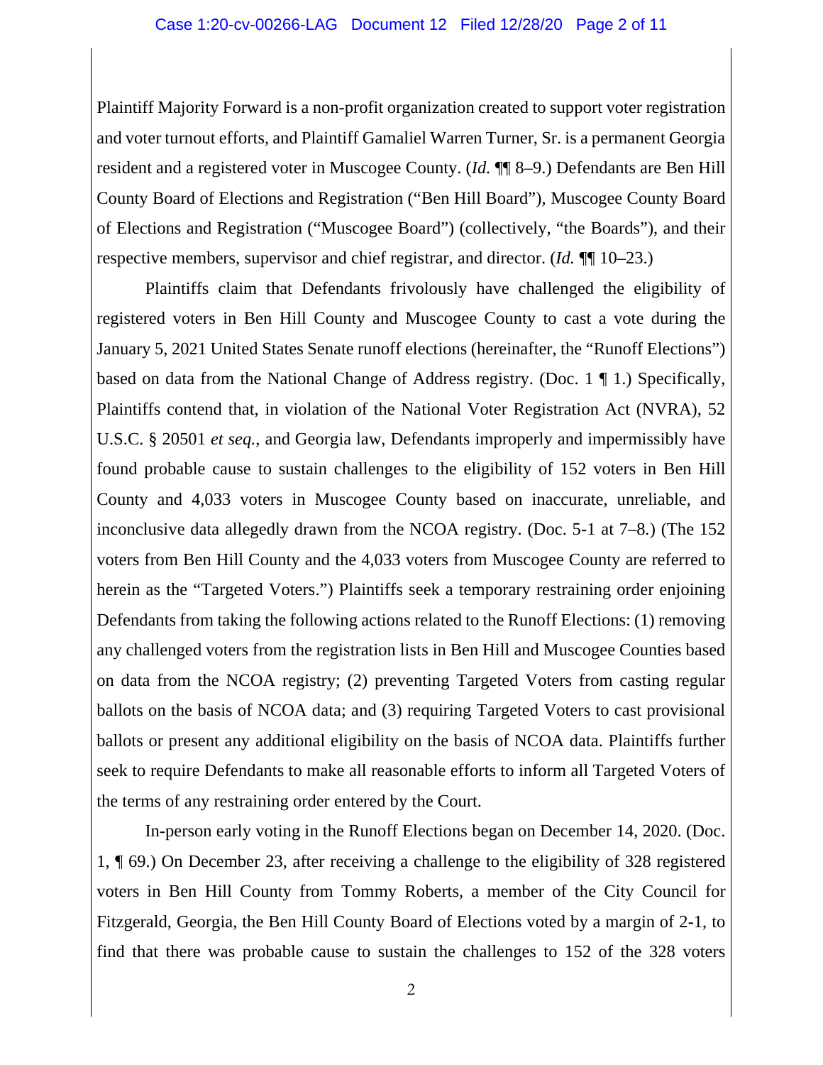Plaintiff Majority Forward is a non-profit organization created to support voter registration and voter turnout efforts, and Plaintiff Gamaliel Warren Turner, Sr. is a permanent Georgia resident and a registered voter in Muscogee County. (*Id.* ¶¶ 8–9.) Defendants are Ben Hill County Board of Elections and Registration ("Ben Hill Board"), Muscogee County Board of Elections and Registration ("Muscogee Board") (collectively, "the Boards"), and their respective members, supervisor and chief registrar, and director. (*Id.* ¶¶ 10–23.)

Plaintiffs claim that Defendants frivolously have challenged the eligibility of registered voters in Ben Hill County and Muscogee County to cast a vote during the January 5, 2021 United States Senate runoff elections (hereinafter, the "Runoff Elections") based on data from the National Change of Address registry. (Doc. 1 ¶ 1.) Specifically, Plaintiffs contend that, in violation of the National Voter Registration Act (NVRA), 52 U.S.C. § 20501 *et seq.*, and Georgia law, Defendants improperly and impermissibly have found probable cause to sustain challenges to the eligibility of 152 voters in Ben Hill County and 4,033 voters in Muscogee County based on inaccurate, unreliable, and inconclusive data allegedly drawn from the NCOA registry. (Doc. 5-1 at 7–8.) (The 152 voters from Ben Hill County and the 4,033 voters from Muscogee County are referred to herein as the "Targeted Voters.") Plaintiffs seek a temporary restraining order enjoining Defendants from taking the following actions related to the Runoff Elections: (1) removing any challenged voters from the registration lists in Ben Hill and Muscogee Counties based on data from the NCOA registry; (2) preventing Targeted Voters from casting regular ballots on the basis of NCOA data; and (3) requiring Targeted Voters to cast provisional ballots or present any additional eligibility on the basis of NCOA data. Plaintiffs further seek to require Defendants to make all reasonable efforts to inform all Targeted Voters of the terms of any restraining order entered by the Court.

In-person early voting in the Runoff Elections began on December 14, 2020. (Doc. 1, ¶ 69.) On December 23, after receiving a challenge to the eligibility of 328 registered voters in Ben Hill County from Tommy Roberts, a member of the City Council for Fitzgerald, Georgia, the Ben Hill County Board of Elections voted by a margin of 2-1, to find that there was probable cause to sustain the challenges to 152 of the 328 voters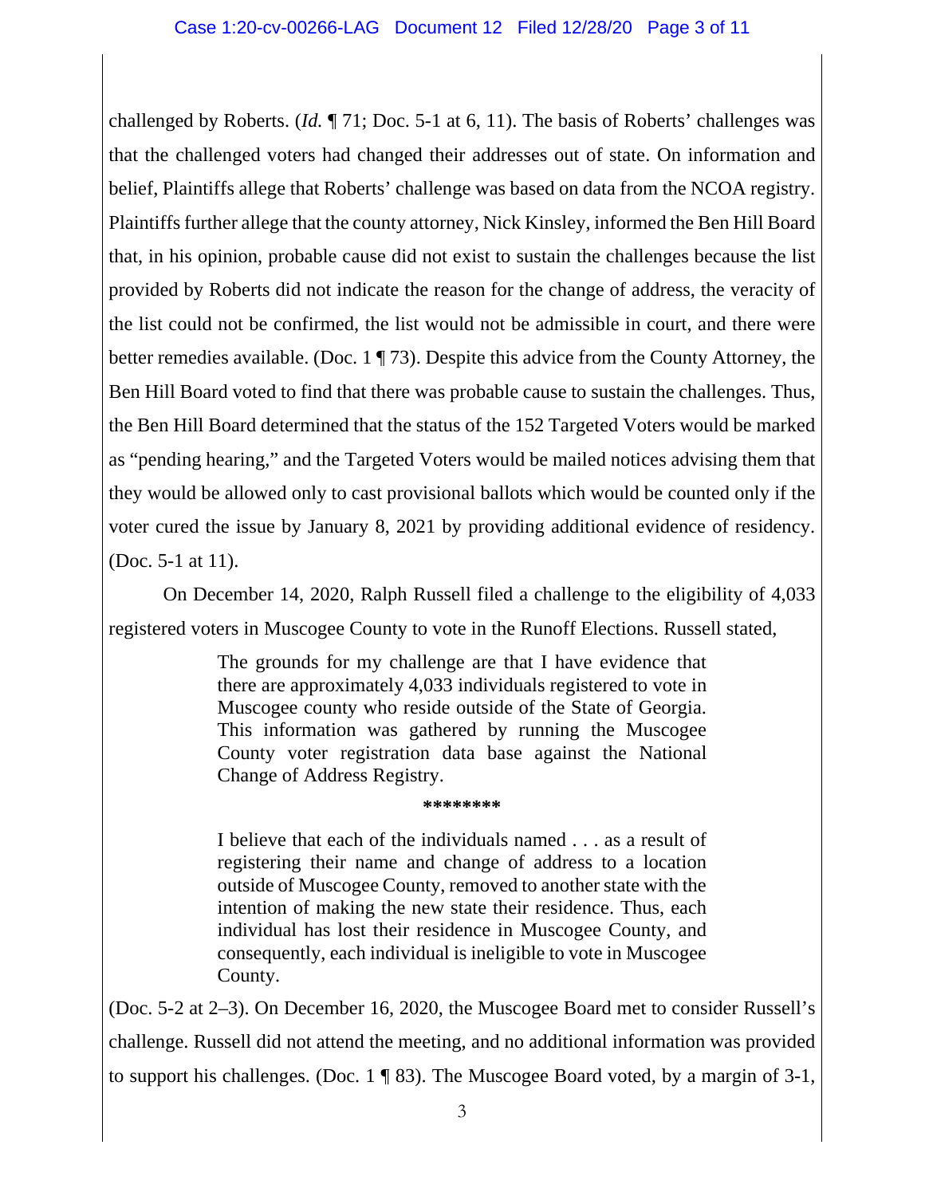challenged by Roberts. (*Id.* ¶ 71; Doc. 5-1 at 6, 11). The basis of Roberts' challenges was that the challenged voters had changed their addresses out of state. On information and belief, Plaintiffs allege that Roberts' challenge was based on data from the NCOA registry. Plaintiffs further allege that the county attorney, Nick Kinsley, informed the Ben Hill Board that, in his opinion, probable cause did not exist to sustain the challenges because the list provided by Roberts did not indicate the reason for the change of address, the veracity of the list could not be confirmed, the list would not be admissible in court, and there were better remedies available. (Doc. 1 ¶ 73). Despite this advice from the County Attorney, the Ben Hill Board voted to find that there was probable cause to sustain the challenges. Thus, the Ben Hill Board determined that the status of the 152 Targeted Voters would be marked as "pending hearing," and the Targeted Voters would be mailed notices advising them that they would be allowed only to cast provisional ballots which would be counted only if the voter cured the issue by January 8, 2021 by providing additional evidence of residency. (Doc. 5-1 at 11).

On December 14, 2020, Ralph Russell filed a challenge to the eligibility of 4,033 registered voters in Muscogee County to vote in the Runoff Elections. Russell stated,

> The grounds for my challenge are that I have evidence that there are approximately 4,033 individuals registered to vote in Muscogee county who reside outside of the State of Georgia. This information was gathered by running the Muscogee County voter registration data base against the National Change of Address Registry.
>
> ********
>
> I believe that each of the individuals named . . . as a result of registering their name and change of address to a location outside of Muscogee County, removed to another state with the intention of making the new state their residence. Thus, each individual has lost their residence in Muscogee County, and consequently, each individual is ineligible to vote in Muscogee County.

(Doc. 5-2 at 2–3). On December 16, 2020, the Muscogee Board met to consider Russell's challenge. Russell did not attend the meeting, and no additional information was provided to support his challenges. (Doc. 1 ¶ 83). The Muscogee Board voted, by a margin of 3-1,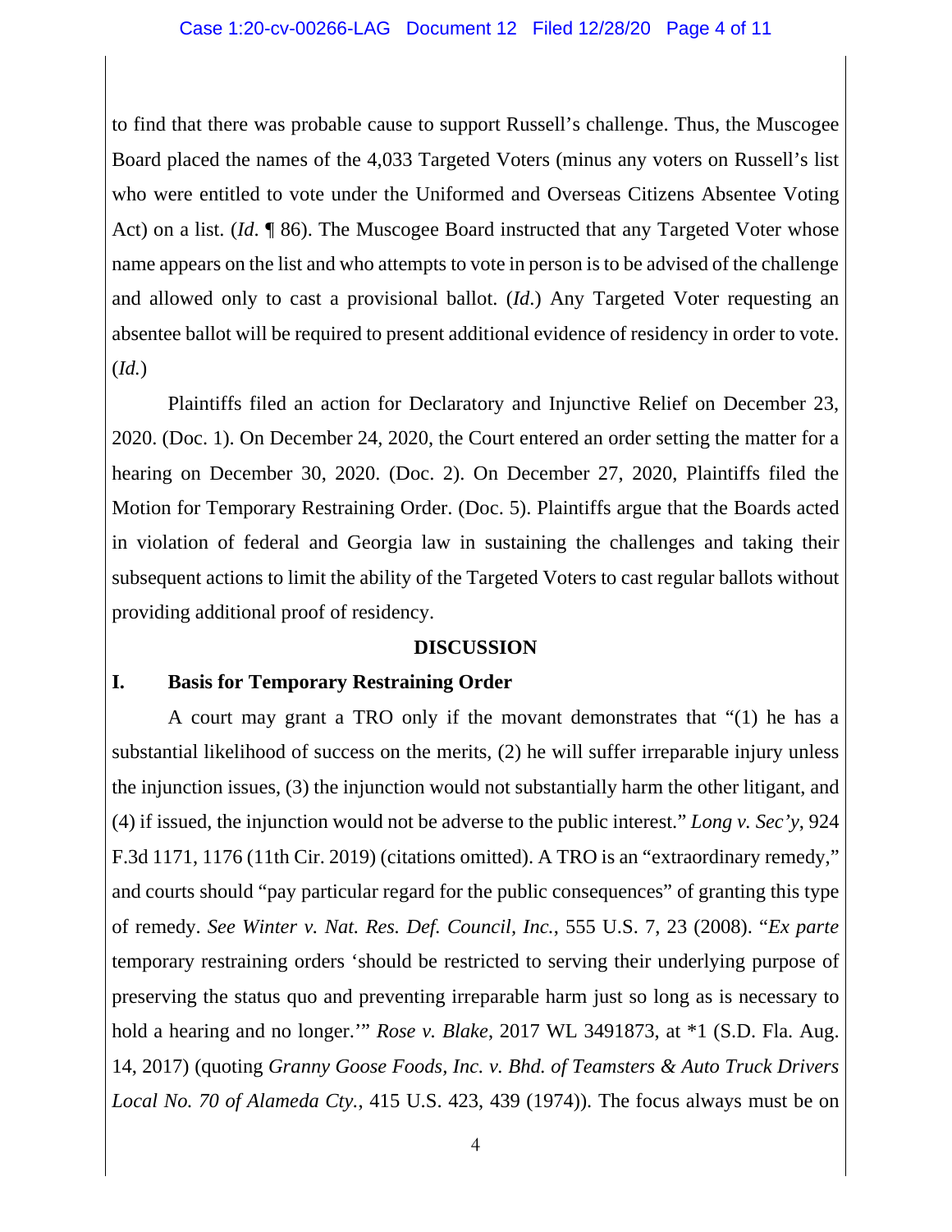to find that there was probable cause to support Russell's challenge. Thus, the Muscogee Board placed the names of the 4,033 Targeted Voters (minus any voters on Russell's list who were entitled to vote under the Uniformed and Overseas Citizens Absentee Voting Act) on a list. (*Id.* ¶ 86). The Muscogee Board instructed that any Targeted Voter whose name appears on the list and who attempts to vote in person is to be advised of the challenge and allowed only to cast a provisional ballot. (*Id.*) Any Targeted Voter requesting an absentee ballot will be required to present additional evidence of residency in order to vote. (*Id.*)

Plaintiffs filed an action for Declaratory and Injunctive Relief on December 23, 2020. (Doc. 1). On December 24, 2020, the Court entered an order setting the matter for a hearing on December 30, 2020. (Doc. 2). On December 27, 2020, Plaintiffs filed the Motion for Temporary Restraining Order. (Doc. 5). Plaintiffs argue that the Boards acted in violation of federal and Georgia law in sustaining the challenges and taking their subsequent actions to limit the ability of the Targeted Voters to cast regular ballots without providing additional proof of residency.

## DISCUSSION

### I. Basis for Temporary Restraining Order

A court may grant a TRO only if the movant demonstrates that "(1) he has a substantial likelihood of success on the merits, (2) he will suffer irreparable injury unless the injunction issues, (3) the injunction would not substantially harm the other litigant, and (4) if issued, the injunction would not be adverse to the public interest." *Long v. Sec'y*, 924 F.3d 1171, 1176 (11th Cir. 2019) (citations omitted). A TRO is an "extraordinary remedy," and courts should "pay particular regard for the public consequences" of granting this type of remedy. *See Winter v. Nat. Res. Def. Council, Inc.*, 555 U.S. 7, 23 (2008). "*Ex parte* temporary restraining orders 'should be restricted to serving their underlying purpose of preserving the status quo and preventing irreparable harm just so long as is necessary to hold a hearing and no longer.'" *Rose v. Blake*, 2017 WL 3491873, at *1 (S.D. Fla. Aug. 14, 2017) (quoting *Granny Goose Foods, Inc. v. Bhd. of Teamsters & Auto Truck Drivers Local No. 70 of Alameda Cty.*, 415 U.S. 423, 439 (1974)). The focus always must be on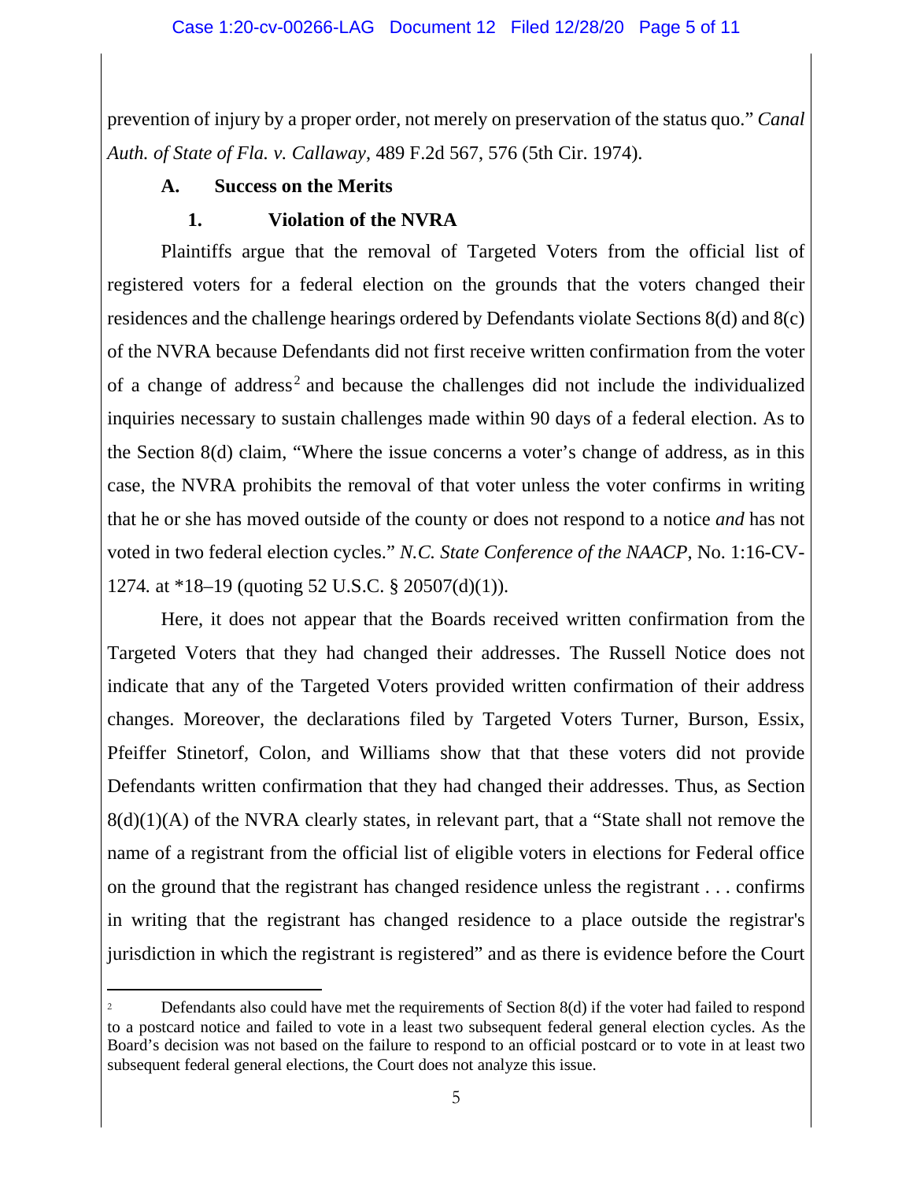prevention of injury by a proper order, not merely on preservation of the status quo." *Canal Auth. of State of Fla. v. Callaway*, 489 F.2d 567, 576 (5th Cir. 1974).

### A. Success on the Merits

#### 1. Violation of the NVRA

Plaintiffs argue that the removal of Targeted Voters from the official list of registered voters for a federal election on the grounds that the voters changed their residences and the challenge hearings ordered by Defendants violate Sections 8(d) and 8(c) of the NVRA because Defendants did not first receive written confirmation from the voter of a change of address[2] and because the challenges did not include the individualized inquiries necessary to sustain challenges made within 90 days of a federal election. As to the Section 8(d) claim, "Where the issue concerns a voter's change of address, as in this case, the NVRA prohibits the removal of that voter unless the voter confirms in writing that he or she has moved outside of the county or does not respond to a notice *and* has not voted in two federal election cycles." *N.C. State Conference of the NAACP*, No. 1:16-CV-1274. at *18–19 (quoting 52 U.S.C. § 20507(d)(1)).

Here, it does not appear that the Boards received written confirmation from the Targeted Voters that they had changed their addresses. The Russell Notice does not indicate that any of the Targeted Voters provided written confirmation of their address changes. Moreover, the declarations filed by Targeted Voters Turner, Burson, Essix, Pfeiffer Stinetorf, Colon, and Williams show that that these voters did not provide Defendants written confirmation that they had changed their addresses. Thus, as Section 8(d)(1)(A) of the NVRA clearly states, in relevant part, that a "State shall not remove the name of a registrant from the official list of eligible voters in elections for Federal office on the ground that the registrant has changed residence unless the registrant . . . confirms in writing that the registrant has changed residence to a place outside the registrar's jurisdiction in which the registrant is registered" and as there is evidence before the Court

---

[2] Defendants also could have met the requirements of Section 8(d) if the voter had failed to respond to a postcard notice and failed to vote in a least two subsequent federal general election cycles. As the Board's decision was not based on the failure to respond to an official postcard or to vote in at least two subsequent federal general elections, the Court does not analyze this issue.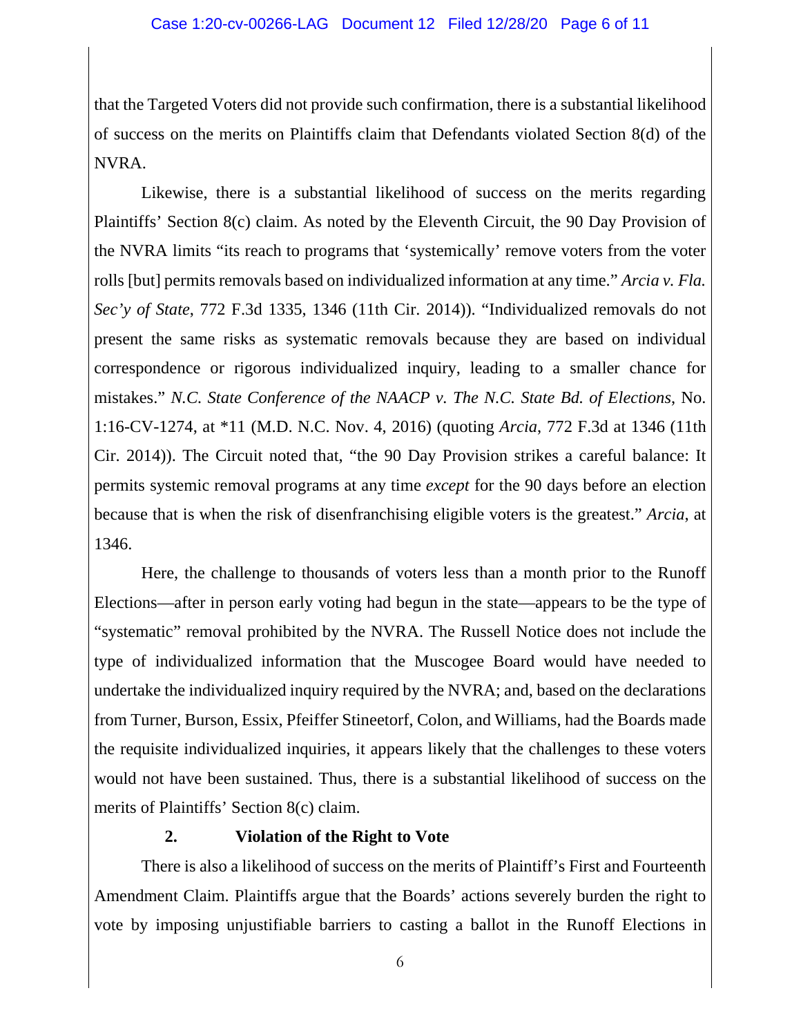that the Targeted Voters did not provide such confirmation, there is a substantial likelihood of success on the merits on Plaintiffs claim that Defendants violated Section 8(d) of the NVRA.

Likewise, there is a substantial likelihood of success on the merits regarding Plaintiffs' Section 8(c) claim. As noted by the Eleventh Circuit, the 90 Day Provision of the NVRA limits "its reach to programs that 'systemically' remove voters from the voter rolls [but] permits removals based on individualized information at any time." *Arcia v. Fla. Sec'y of State*, 772 F.3d 1335, 1346 (11th Cir. 2014)). "Individualized removals do not present the same risks as systematic removals because they are based on individual correspondence or rigorous individualized inquiry, leading to a smaller chance for mistakes." *N.C. State Conference of the NAACP v. The N.C. State Bd. of Elections*, No. 1:16-CV-1274, at *11 (M.D. N.C. Nov. 4, 2016) (quoting *Arcia*, 772 F.3d at 1346 (11th Cir. 2014)). The Circuit noted that, "the 90 Day Provision strikes a careful balance: It permits systemic removal programs at any time *except* for the 90 days before an election because that is when the risk of disenfranchising eligible voters is the greatest." *Arcia,* at 1346.

Here, the challenge to thousands of voters less than a month prior to the Runoff Elections—after in person early voting had begun in the state—appears to be the type of "systematic" removal prohibited by the NVRA. The Russell Notice does not include the type of individualized information that the Muscogee Board would have needed to undertake the individualized inquiry required by the NVRA; and, based on the declarations from Turner, Burson, Essix, Pfeiffer Stineetorf, Colon, and Williams, had the Boards made the requisite individualized inquiries, it appears likely that the challenges to these voters would not have been sustained. Thus, there is a substantial likelihood of success on the merits of Plaintiffs' Section 8(c) claim.

### 2. Violation of the Right to Vote

There is also a likelihood of success on the merits of Plaintiff's First and Fourteenth Amendment Claim. Plaintiffs argue that the Boards' actions severely burden the right to vote by imposing unjustifiable barriers to casting a ballot in the Runoff Elections in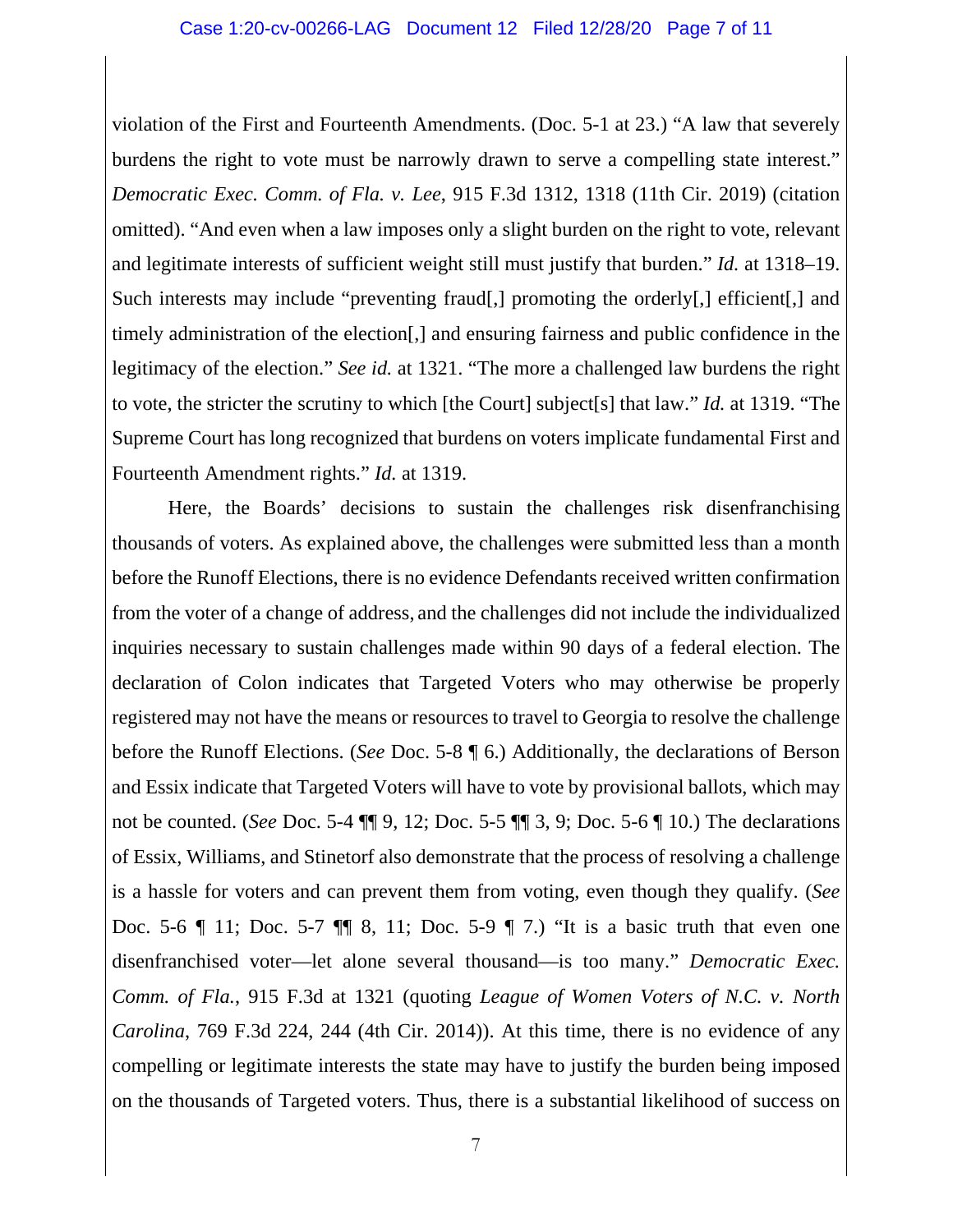violation of the First and Fourteenth Amendments. (Doc. 5-1 at 23.) "A law that severely burdens the right to vote must be narrowly drawn to serve a compelling state interest." *Democratic Exec. Comm. of Fla. v. Lee*, 915 F.3d 1312, 1318 (11th Cir. 2019) (citation omitted). "And even when a law imposes only a slight burden on the right to vote, relevant and legitimate interests of sufficient weight still must justify that burden." *Id.* at 1318–19. Such interests may include "preventing fraud[,] promoting the orderly[,] efficient[,] and timely administration of the election[,] and ensuring fairness and public confidence in the legitimacy of the election." *See id.* at 1321. "The more a challenged law burdens the right to vote, the stricter the scrutiny to which [the Court] subject[s] that law." *Id.* at 1319. "The Supreme Court has long recognized that burdens on voters implicate fundamental First and Fourteenth Amendment rights." *Id.* at 1319.

Here, the Boards' decisions to sustain the challenges risk disenfranchising thousands of voters. As explained above, the challenges were submitted less than a month before the Runoff Elections, there is no evidence Defendants received written confirmation from the voter of a change of address, and the challenges did not include the individualized inquiries necessary to sustain challenges made within 90 days of a federal election. The declaration of Colon indicates that Targeted Voters who may otherwise be properly registered may not have the means or resources to travel to Georgia to resolve the challenge before the Runoff Elections. (*See* Doc. 5-8 ¶ 6.) Additionally, the declarations of Berson and Essix indicate that Targeted Voters will have to vote by provisional ballots, which may not be counted. (*See* Doc. 5-4 ¶¶ 9, 12; Doc. 5-5 ¶¶ 3, 9; Doc. 5-6 ¶ 10.) The declarations of Essix, Williams, and Stinetorf also demonstrate that the process of resolving a challenge is a hassle for voters and can prevent them from voting, even though they qualify. (*See* Doc. 5-6 ¶ 11; Doc. 5-7 ¶¶ 8, 11; Doc. 5-9 ¶ 7.) "It is a basic truth that even one disenfranchised voter—let alone several thousand—is too many." *Democratic Exec. Comm. of Fla.*, 915 F.3d at 1321 (quoting *League of Women Voters of N.C. v. North Carolina*, 769 F.3d 224, 244 (4th Cir. 2014)). At this time, there is no evidence of any compelling or legitimate interests the state may have to justify the burden being imposed on the thousands of Targeted voters. Thus, there is a substantial likelihood of success on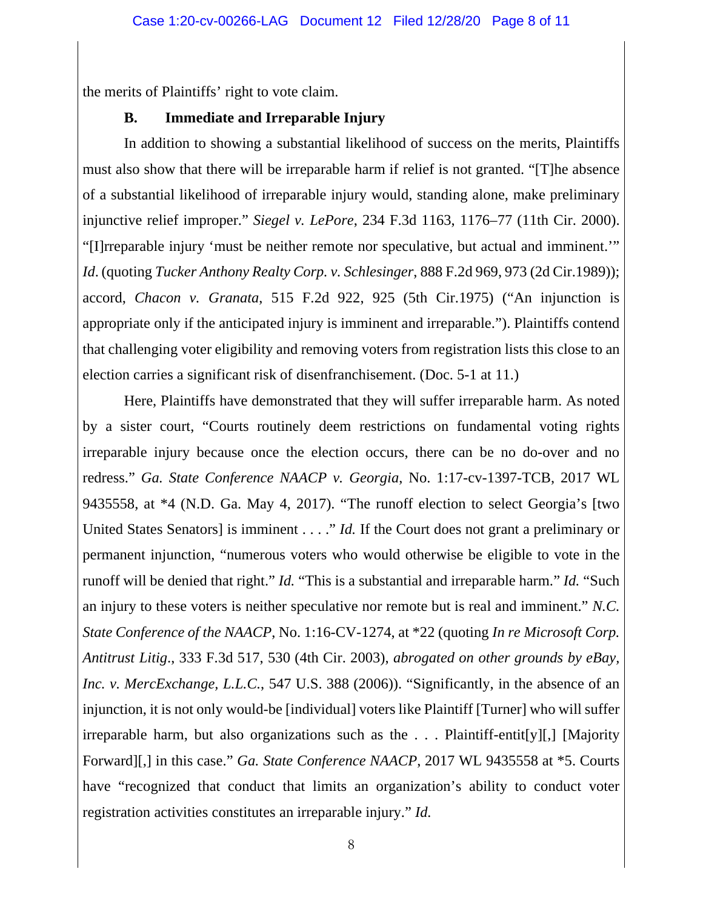the merits of Plaintiffs' right to vote claim.

### B. Immediate and Irreparable Injury

In addition to showing a substantial likelihood of success on the merits, Plaintiffs must also show that there will be irreparable harm if relief is not granted. "[T]he absence of a substantial likelihood of irreparable injury would, standing alone, make preliminary injunctive relief improper." *Siegel v. LePore*, 234 F.3d 1163, 1176–77 (11th Cir. 2000). "[I]rreparable injury 'must be neither remote nor speculative, but actual and imminent.'" *Id*. (quoting *Tucker Anthony Realty Corp. v. Schlesinger*, 888 F.2d 969, 973 (2d Cir.1989)); accord, *Chacon v. Granata*, 515 F.2d 922, 925 (5th Cir.1975) ("An injunction is appropriate only if the anticipated injury is imminent and irreparable."). Plaintiffs contend that challenging voter eligibility and removing voters from registration lists this close to an election carries a significant risk of disenfranchisement. (Doc. 5-1 at 11.)

Here, Plaintiffs have demonstrated that they will suffer irreparable harm. As noted by a sister court, "Courts routinely deem restrictions on fundamental voting rights irreparable injury because once the election occurs, there can be no do-over and no redress." *Ga. State Conference NAACP v. Georgia*, No. 1:17-cv-1397-TCB, 2017 WL 9435558, at *4 (N.D. Ga. May 4, 2017). "The runoff election to select Georgia's [two United States Senators] is imminent . . . ." *Id.* If the Court does not grant a preliminary or permanent injunction, "numerous voters who would otherwise be eligible to vote in the runoff will be denied that right." *Id.* "This is a substantial and irreparable harm." *Id.* "Such an injury to these voters is neither speculative nor remote but is real and imminent." *N.C. State Conference of the NAACP*, No. 1:16-CV-1274, at *22 (quoting *In re Microsoft Corp. Antitrust Litig*., 333 F.3d 517, 530 (4th Cir. 2003), *abrogated on other grounds by eBay, Inc. v. MercExchange, L.L.C.*, 547 U.S. 388 (2006)). "Significantly, in the absence of an injunction, it is not only would-be [individual] voters like Plaintiff [Turner] who will suffer irreparable harm, but also organizations such as the . . . Plaintiff-entit[y][,] [Majority Forward][,] in this case." *Ga. State Conference NAACP*, 2017 WL 9435558 at *5. Courts have "recognized that conduct that limits an organization's ability to conduct voter registration activities constitutes an irreparable injury." *Id.*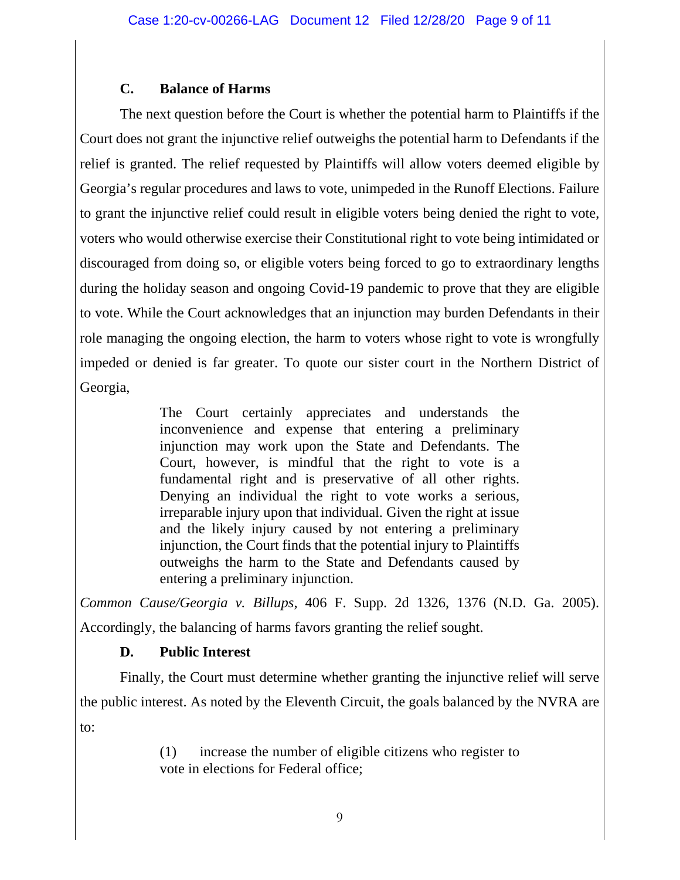### C. Balance of Harms

The next question before the Court is whether the potential harm to Plaintiffs if the Court does not grant the injunctive relief outweighs the potential harm to Defendants if the relief is granted. The relief requested by Plaintiffs will allow voters deemed eligible by Georgia's regular procedures and laws to vote, unimpeded in the Runoff Elections. Failure to grant the injunctive relief could result in eligible voters being denied the right to vote, voters who would otherwise exercise their Constitutional right to vote being intimidated or discouraged from doing so, or eligible voters being forced to go to extraordinary lengths during the holiday season and ongoing Covid-19 pandemic to prove that they are eligible to vote. While the Court acknowledges that an injunction may burden Defendants in their role managing the ongoing election, the harm to voters whose right to vote is wrongfully impeded or denied is far greater. To quote our sister court in the Northern District of Georgia,

> The Court certainly appreciates and understands the inconvenience and expense that entering a preliminary injunction may work upon the State and Defendants. The Court, however, is mindful that the right to vote is a fundamental right and is preservative of all other rights. Denying an individual the right to vote works a serious, irreparable injury upon that individual. Given the right at issue and the likely injury caused by not entering a preliminary injunction, the Court finds that the potential injury to Plaintiffs outweighs the harm to the State and Defendants caused by entering a preliminary injunction.

*Common Cause/Georgia v. Billups*, 406 F. Supp. 2d 1326, 1376 (N.D. Ga. 2005). Accordingly, the balancing of harms favors granting the relief sought.

### D. Public Interest

Finally, the Court must determine whether granting the injunctive relief will serve the public interest. As noted by the Eleventh Circuit, the goals balanced by the NVRA are to:

> (1) increase the number of eligible citizens who register to vote in elections for Federal office;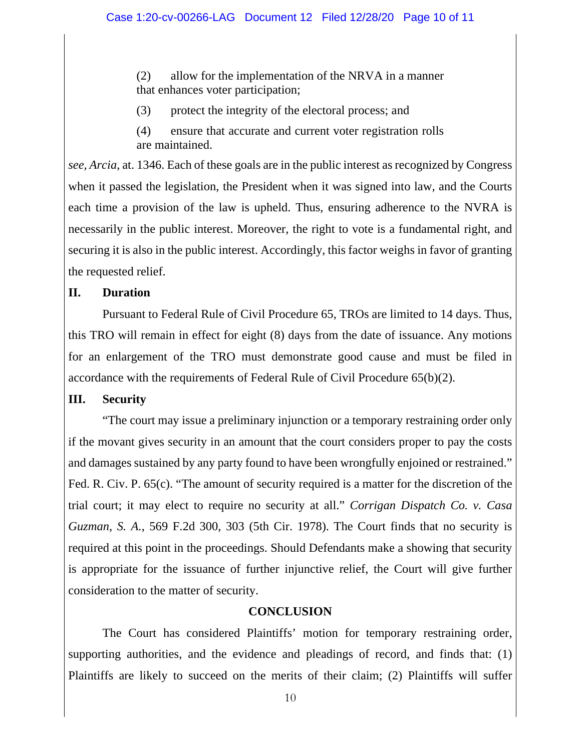(2) allow for the implementation of the NRVA in a manner that enhances voter participation;

(3) protect the integrity of the electoral process; and

(4) ensure that accurate and current voter registration rolls are maintained.

*see*, *Arcia*, at. 1346. Each of these goals are in the public interest as recognized by Congress when it passed the legislation, the President when it was signed into law, and the Courts each time a provision of the law is upheld. Thus, ensuring adherence to the NVRA is necessarily in the public interest. Moreover, the right to vote is a fundamental right, and securing it is also in the public interest. Accordingly, this factor weighs in favor of granting the requested relief.

## II. Duration

Pursuant to Federal Rule of Civil Procedure 65, TROs are limited to 14 days. Thus, this TRO will remain in effect for eight (8) days from the date of issuance. Any motions for an enlargement of the TRO must demonstrate good cause and must be filed in accordance with the requirements of Federal Rule of Civil Procedure 65(b)(2).

## III. Security

"The court may issue a preliminary injunction or a temporary restraining order only if the movant gives security in an amount that the court considers proper to pay the costs and damages sustained by any party found to have been wrongfully enjoined or restrained." Fed. R. Civ. P. 65(c). "The amount of security required is a matter for the discretion of the trial court; it may elect to require no security at all." *Corrigan Dispatch Co. v. Casa Guzman, S. A.*, 569 F.2d 300, 303 (5th Cir. 1978). The Court finds that no security is required at this point in the proceedings. Should Defendants make a showing that security is appropriate for the issuance of further injunctive relief, the Court will give further consideration to the matter of security.

## CONCLUSION

The Court has considered Plaintiffs' motion for temporary restraining order, supporting authorities, and the evidence and pleadings of record, and finds that: (1) Plaintiffs are likely to succeed on the merits of their claim; (2) Plaintiffs will suffer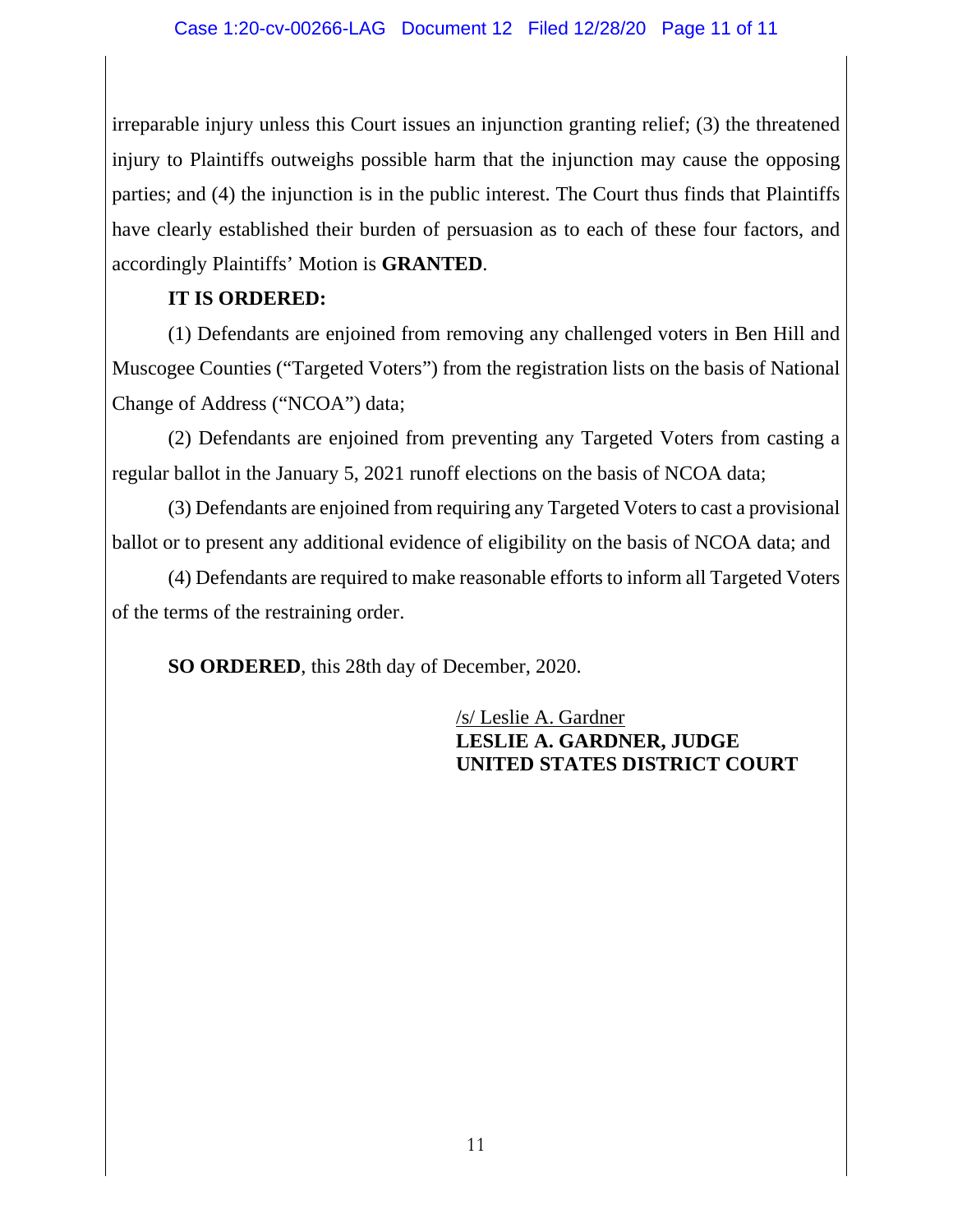irreparable injury unless this Court issues an injunction granting relief; (3) the threatened injury to Plaintiffs outweighs possible harm that the injunction may cause the opposing parties; and (4) the injunction is in the public interest. The Court thus finds that Plaintiffs have clearly established their burden of persuasion as to each of these four factors, and accordingly Plaintiffs' Motion is **GRANTED**.

**IT IS ORDERED:**

(1) Defendants are enjoined from removing any challenged voters in Ben Hill and Muscogee Counties ("Targeted Voters") from the registration lists on the basis of National Change of Address ("NCOA") data;

(2) Defendants are enjoined from preventing any Targeted Voters from casting a regular ballot in the January 5, 2021 runoff elections on the basis of NCOA data;

(3) Defendants are enjoined from requiring any Targeted Voters to cast a provisional ballot or to present any additional evidence of eligibility on the basis of NCOA data; and

(4) Defendants are required to make reasonable efforts to inform all Targeted Voters of the terms of the restraining order.

**SO ORDERED**, this 28th day of December, 2020.

/s/ Leslie A. Gardner
**LESLIE A. GARDNER, JUDGE**
**UNITED STATES DISTRICT COURT**